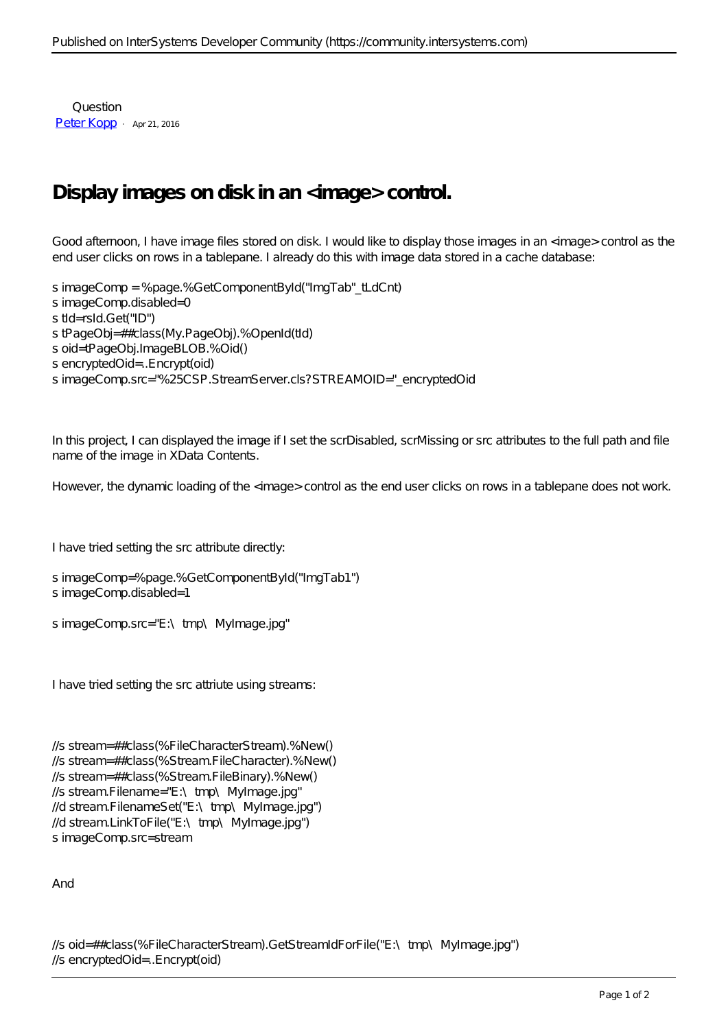Question

Peter Kopp · Apr 21, 2016

# Display images on disk in an <image> control.

Good afternoon, I have image files stored on disk. I would like to display those images in an <image> control as the end user clicks on rows in a tablepane. I already do this with image data stored in a cache database:

```
s imageComp = %page.%GetComponentById("ImgTab"_tLdCnt)
s imageComp.disabled=0
s tId=rsId.Get("ID")
s tPageObj=##class(My.PageObj).%OpenId(tId)
s oid=tPageObj.ImageBLOB.%Oid()
s encryptedOid=..Encrypt(oid)
s imageComp.src="%25CSP.StreamServer.cls?STREAMOID="_encryptedOid
```

In this project, I can displayed the image if I set the scrDisabled, scrMissing or src attributes to the full path and file name of the image in XData Contents.

However, the dynamic loading of the <image> control as the end user clicks on rows in a tablepane does not work.

I have tried setting the src attribute directly:

```
s imageComp=%page.%GetComponentById("ImgTab1")
s imageComp.disabled=1

s imageComp.src="E:\ tmp\ MyImage.jpg"
```

I have tried setting the src attriute using streams:

```
//s stream=##class(%FileCharacterStream).%New()
//s stream=##class(%Stream.FileCharacter).%New()
//s stream=##class(%Stream.FileBinary).%New()
//s stream.Filename="E:\ tmp\ MyImage.jpg"
//d stream.FilenameSet("E:\ tmp\ MyImage.jpg")
//d stream.LinkToFile("E:\ tmp\ MyImage.jpg")
s imageComp.src=stream
```

And

```
//s oid=##class(%FileCharacterStream).GetStreamIdForFile("E:\ tmp\ MyImage.jpg")
//s encryptedOid=..Encrypt(oid)
```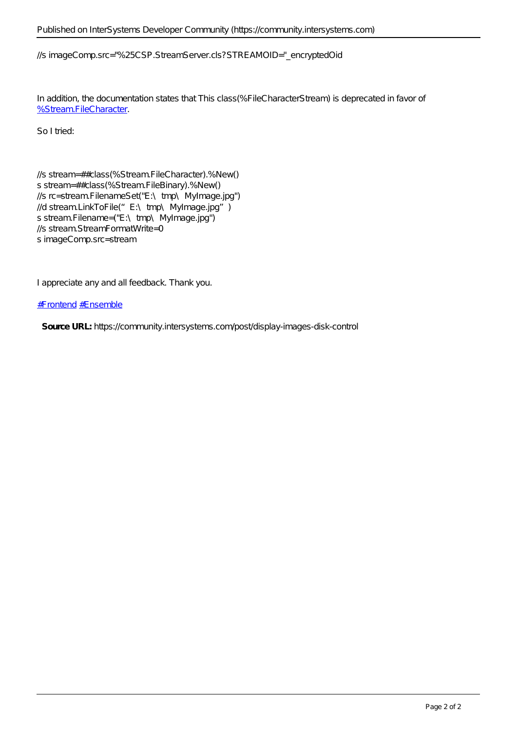```
//s imageComp.src="%25CSP.StreamServer.cls?STREAMOID="_encryptedOid
```

In addition, the documentation states that This class(%FileCharacterStream) is deprecated in favor of [%Stream.FileCharacter](%Stream.FileCharacter).

So I tried:

```
//s stream=##class(%Stream.FileCharacter).%New()
s stream=##class(%Stream.FileBinary).%New()
//s rc=stream.FilenameSet("E:\tmp\MyImage.jpg")
//d stream.LinkToFile("E:\tmp\MyImage.jpg")
s stream.Filename=("E:\tmp\MyImage.jpg")
//s stream.StreamFormatWrite=0
s imageComp.src=stream
```

I appreciate any and all feedback. Thank you.

[#Frontend](#Frontend) [#Ensemble](#Ensemble)

**Source URL:** https://community.intersystems.com/post/display-images-disk-control